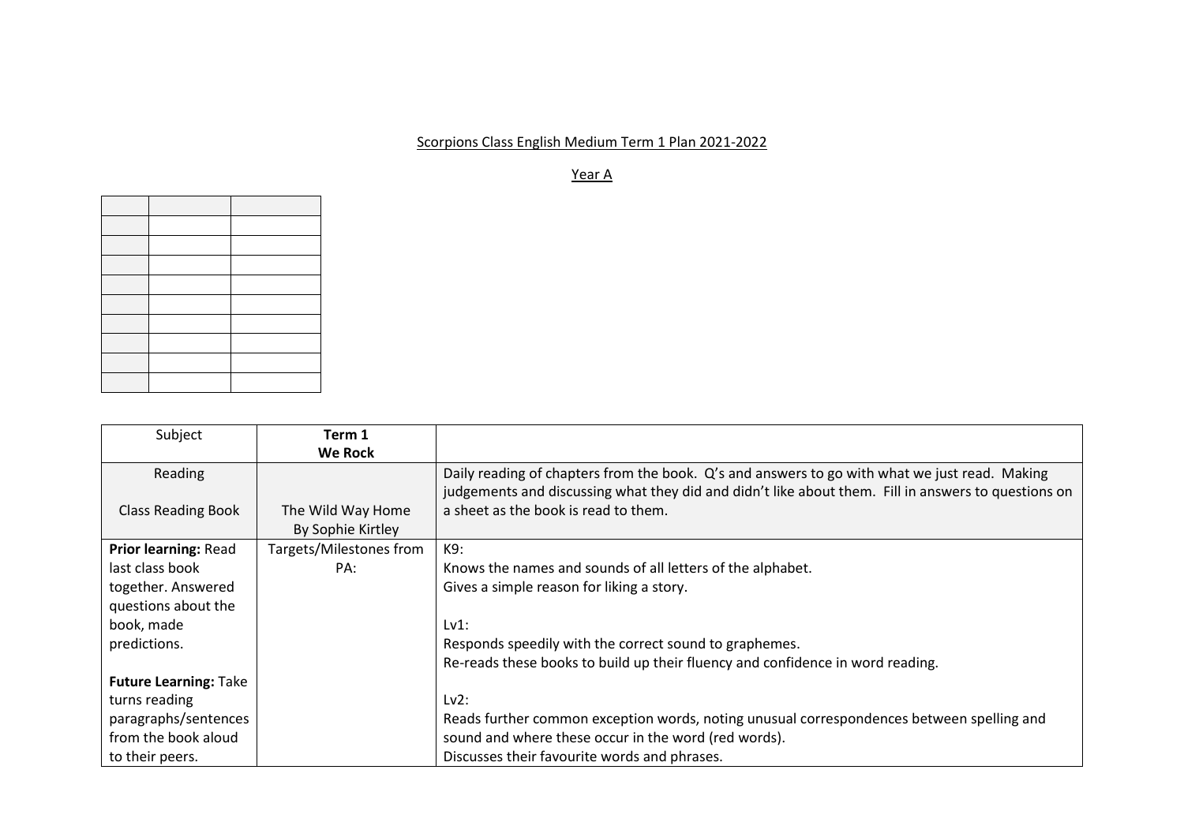Scorpions Class English Medium Term 1 Plan 2021-2022

Year A

| | | |
|---|---|---|
| | | |
| | | |
| | | |
| | | |
| | | |
| | | |
| | | |
| | | |
| | | |

| Subject | **Term 1**<br>**We Rock** | |
|---|---|---|
| Reading<br><br>Class Reading Book | <br><br>The Wild Way Home<br>By Sophie Kirtley | Daily reading of chapters from the book. Q's and answers to go with what we just read. Making judgements and discussing what they did and didn't like about them. Fill in answers to questions on a sheet as the book is read to them. |
| **Prior learning:** Read last class book together. Answered questions about the book, made predictions.<br><br>**Future Learning:** Take turns reading paragraphs/sentences from the book aloud to their peers. | Targets/Milestones from PA: | K9:<br>Knows the names and sounds of all letters of the alphabet.<br>Gives a simple reason for liking a story.<br><br>Lv1:<br>Responds speedily with the correct sound to graphemes.<br>Re-reads these books to build up their fluency and confidence in word reading.<br><br>Lv2:<br>Reads further common exception words, noting unusual correspondences between spelling and sound and where these occur in the word (red words).<br>Discusses their favourite words and phrases. |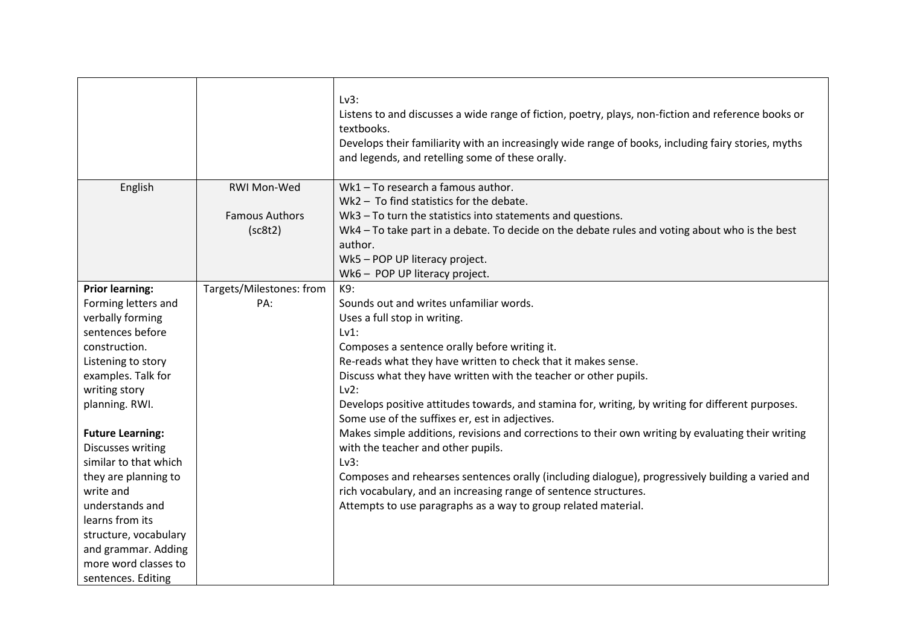| | | |
|---|---|---|
| | | Lv3:<br>Listens to and discusses a wide range of fiction, poetry, plays, non-fiction and reference books or textbooks.<br>Develops their familiarity with an increasingly wide range of books, including fairy stories, myths and legends, and retelling some of these orally. |
| English | RWI Mon-Wed<br><br>Famous Authors<br>(sc8t2) | Wk1 – To research a famous author.<br>Wk2 – To find statistics for the debate.<br>Wk3 – To turn the statistics into statements and questions.<br>Wk4 – To take part in a debate. To decide on the debate rules and voting about who is the best author.<br>Wk5 – POP UP literacy project.<br>Wk6 – POP UP literacy project. |
| **Prior learning:**<br>Forming letters and verbally forming sentences before construction.<br>Listening to story examples. Talk for writing story planning. RWI.<br><br>**Future Learning:**<br>Discusses writing similar to that which they are planning to write and understands and learns from its structure, vocabulary and grammar. Adding more word classes to sentences. Editing | Targets/Milestones: from PA: | K9:<br>Sounds out and writes unfamiliar words.<br>Uses a full stop in writing.<br>Lv1:<br>Composes a sentence orally before writing it.<br>Re-reads what they have written to check that it makes sense.<br>Discuss what they have written with the teacher or other pupils.<br>Lv2:<br>Develops positive attitudes towards, and stamina for, writing, by writing for different purposes.<br>Some use of the suffixes er, est in adjectives.<br>Makes simple additions, revisions and corrections to their own writing by evaluating their writing with the teacher and other pupils.<br>Lv3:<br>Composes and rehearses sentences orally (including dialogue), progressively building a varied and rich vocabulary, and an increasing range of sentence structures.<br>Attempts to use paragraphs as a way to group related material. |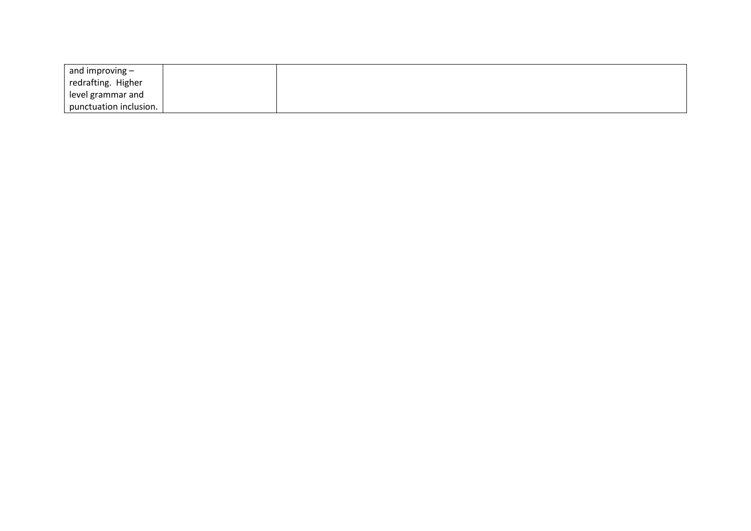| | | |
|---|---|---|
| and improving – redrafting.  Higher level grammar and punctuation inclusion. | | |